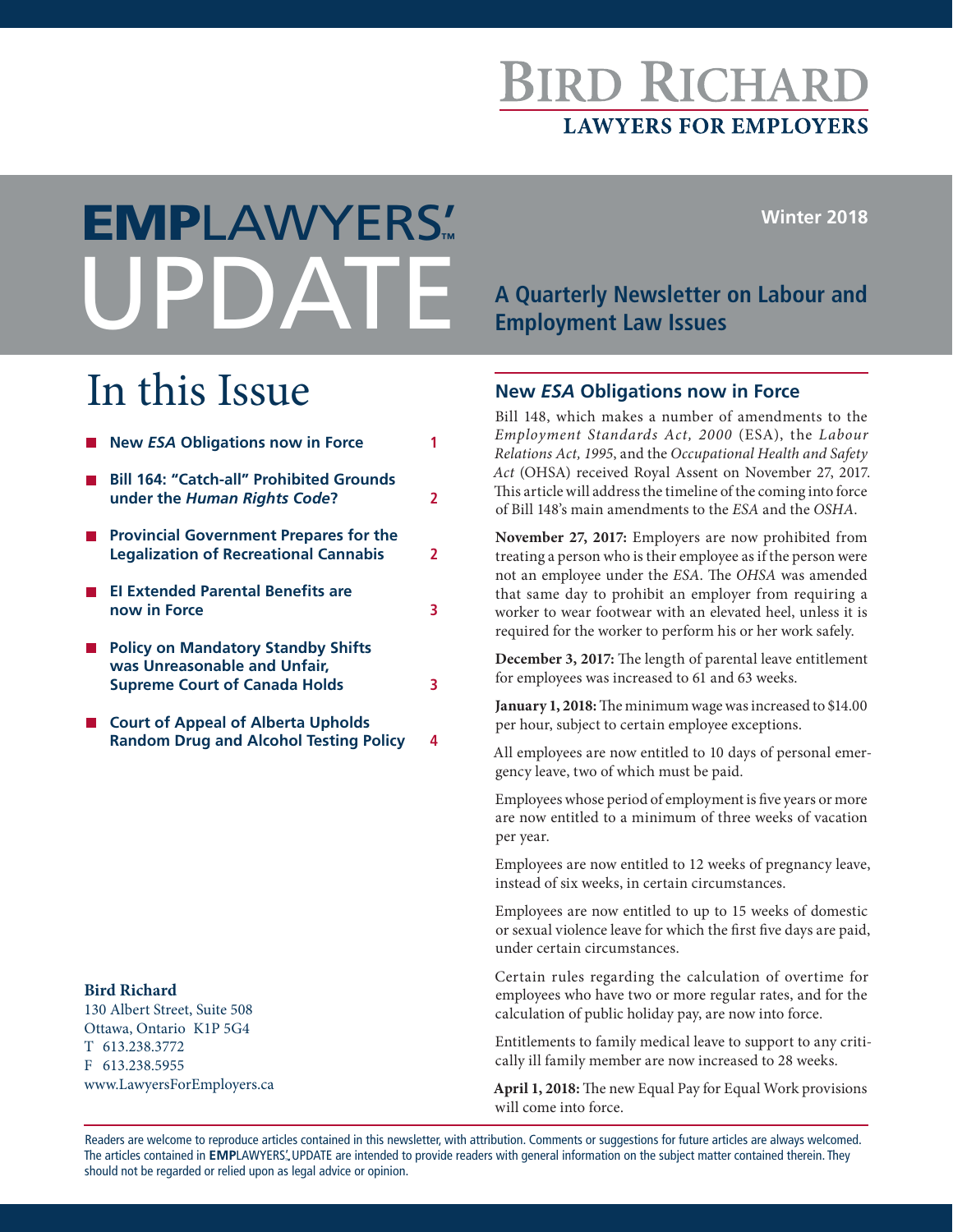# BIRD RICHARD

**LAWYERS FOR EMPLOYERS**

# EMPLAWYERS'™ UPDATE

**Winter 2018**

**A Quarterly Newsletter on Labour and Employment Law Issues**

## In this Issue

- **New *ESA* Obligations now in Force** — 1
- **Bill 164: "Catch-all" Prohibited Grounds under the *Human Rights Code*?** — 2
- **Provincial Government Prepares for the Legalization of Recreational Cannabis** — 2
- **EI Extended Parental Benefits are now in Force** — 3
- **Policy on Mandatory Standby Shifts was Unreasonable and Unfair, Supreme Court of Canada Holds** — 3
- **Court of Appeal of Alberta Upholds Random Drug and Alcohol Testing Policy** — 4

**Bird Richard**
130 Albert Street, Suite 508
Ottawa, Ontario K1P 5G4
T 613.238.3772
F 613.238.5955
www.LawyersForEmployers.ca

## New *ESA* Obligations now in Force

Bill 148, which makes a number of amendments to the *Employment Standards Act, 2000* (ESA), the *Labour Relations Act, 1995*, and the *Occupational Health and Safety Act* (OHSA) received Royal Assent on November 27, 2017. This article will address the timeline of the coming into force of Bill 148's main amendments to the *ESA* and the *OSHA*.

**November 27, 2017:** Employers are now prohibited from treating a person who is their employee as if the person were not an employee under the *ESA*. The *OHSA* was amended that same day to prohibit an employer from requiring a worker to wear footwear with an elevated heel, unless it is required for the worker to perform his or her work safely.

**December 3, 2017:** The length of parental leave entitlement for employees was increased to 61 and 63 weeks.

**January 1, 2018:** The minimum wage was increased to $14.00 per hour, subject to certain employee exceptions.

All employees are now entitled to 10 days of personal emergency leave, two of which must be paid.

Employees whose period of employment is five years or more are now entitled to a minimum of three weeks of vacation per year.

Employees are now entitled to 12 weeks of pregnancy leave, instead of six weeks, in certain circumstances.

Employees are now entitled to up to 15 weeks of domestic or sexual violence leave for which the first five days are paid, under certain circumstances.

Certain rules regarding the calculation of overtime for employees who have two or more regular rates, and for the calculation of public holiday pay, are now into force.

Entitlements to family medical leave to support to any critically ill family member are now increased to 28 weeks.

**April 1, 2018:** The new Equal Pay for Equal Work provisions will come into force.

Readers are welcome to reproduce articles contained in this newsletter, with attribution. Comments or suggestions for future articles are always welcomed. The articles contained in **EMP**LAWYERS'™ UPDATE are intended to provide readers with general information on the subject matter contained therein. They should not be regarded or relied upon as legal advice or opinion.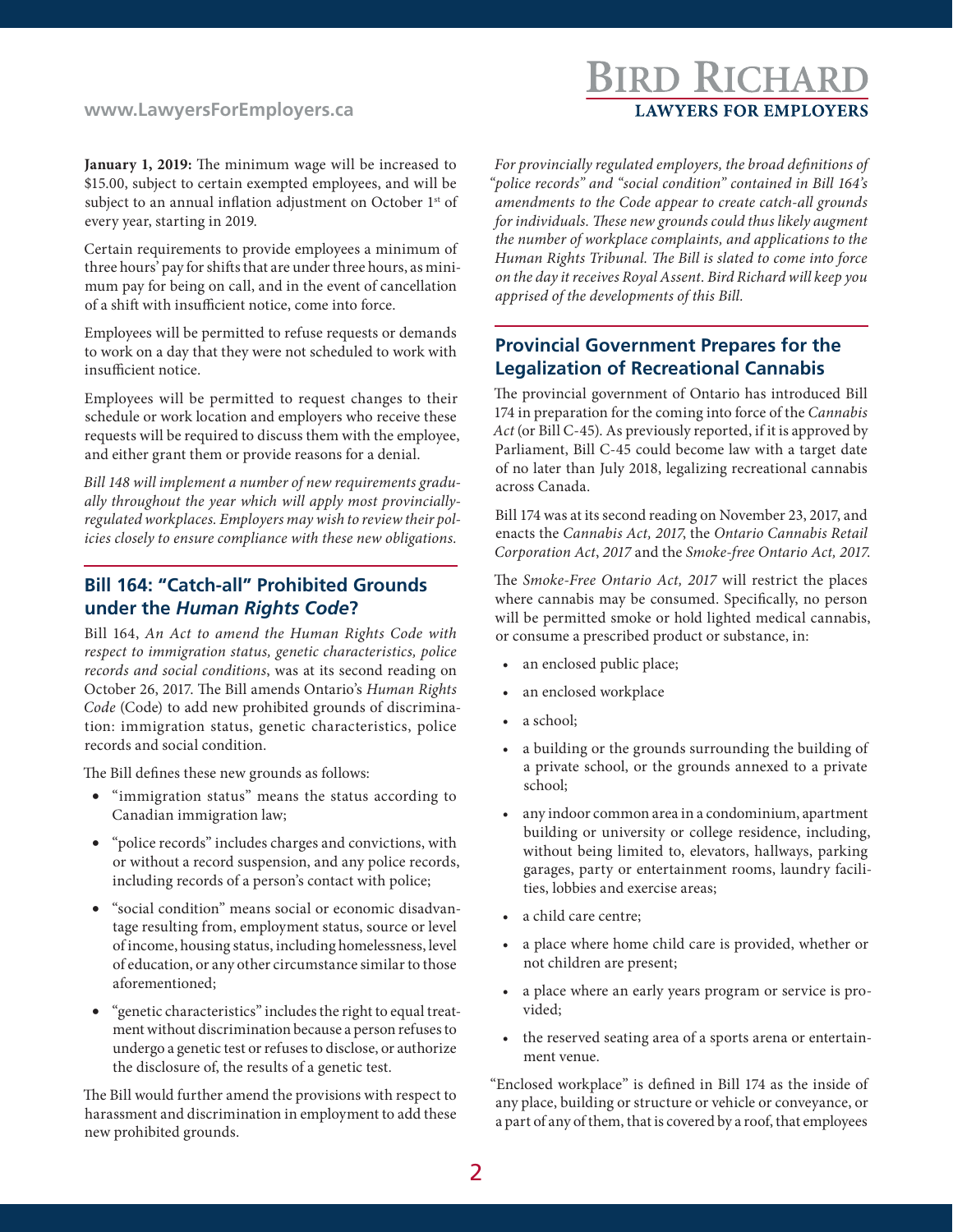**January 1, 2019:** The minimum wage will be increased to $15.00, subject to certain exempted employees, and will be subject to an annual inflation adjustment on October 1st of every year, starting in 2019.

Certain requirements to provide employees a minimum of three hours' pay for shifts that are under three hours, as minimum pay for being on call, and in the event of cancellation of a shift with insufficient notice, come into force.

Employees will be permitted to refuse requests or demands to work on a day that they were not scheduled to work with insufficient notice.

Employees will be permitted to request changes to their schedule or work location and employers who receive these requests will be required to discuss them with the employee, and either grant them or provide reasons for a denial.

*Bill 148 will implement a number of new requirements gradually throughout the year which will apply most provincially-regulated workplaces. Employers may wish to review their policies closely to ensure compliance with these new obligations.*

## Bill 164: "Catch-all" Prohibited Grounds under the *Human Rights Code*?

Bill 164, *An Act to amend the Human Rights Code with respect to immigration status, genetic characteristics, police records and social conditions*, was at its second reading on October 26, 2017. The Bill amends Ontario's *Human Rights Code* (Code) to add new prohibited grounds of discrimination: immigration status, genetic characteristics, police records and social condition.

The Bill defines these new grounds as follows:

- "immigration status" means the status according to Canadian immigration law;
- "police records" includes charges and convictions, with or without a record suspension, and any police records, including records of a person's contact with police;
- "social condition" means social or economic disadvantage resulting from, employment status, source or level of income, housing status, including homelessness, level of education, or any other circumstance similar to those aforementioned;
- "genetic characteristics" includes the right to equal treatment without discrimination because a person refuses to undergo a genetic test or refuses to disclose, or authorize the disclosure of, the results of a genetic test.

The Bill would further amend the provisions with respect to harassment and discrimination in employment to add these new prohibited grounds.

*For provincially regulated employers, the broad definitions of "police records" and "social condition" contained in Bill 164's amendments to the Code appear to create catch-all grounds for individuals. These new grounds could thus likely augment the number of workplace complaints, and applications to the Human Rights Tribunal. The Bill is slated to come into force on the day it receives Royal Assent. Bird Richard will keep you apprised of the developments of this Bill.*

## Provincial Government Prepares for the Legalization of Recreational Cannabis

The provincial government of Ontario has introduced Bill 174 in preparation for the coming into force of the *Cannabis Act* (or Bill C-45). As previously reported, if it is approved by Parliament, Bill C-45 could become law with a target date of no later than July 2018, legalizing recreational cannabis across Canada.

Bill 174 was at its second reading on November 23, 2017, and enacts the *Cannabis Act, 2017*, the *Ontario Cannabis Retail Corporation Act, 2017* and the *Smoke-free Ontario Act, 2017*.

The *Smoke-Free Ontario Act, 2017* will restrict the places where cannabis may be consumed. Specifically, no person will be permitted smoke or hold lighted medical cannabis, or consume a prescribed product or substance, in:

- an enclosed public place;
- an enclosed workplace
- a school;
- a building or the grounds surrounding the building of a private school, or the grounds annexed to a private school;
- any indoor common area in a condominium, apartment building or university or college residence, including, without being limited to, elevators, hallways, parking garages, party or entertainment rooms, laundry facilities, lobbies and exercise areas;
- a child care centre;
- a place where home child care is provided, whether or not children are present;
- a place where an early years program or service is provided;
- the reserved seating area of a sports arena or entertainment venue.

"Enclosed workplace" is defined in Bill 174 as the inside of any place, building or structure or vehicle or conveyance, or a part of any of them, that is covered by a roof, that employees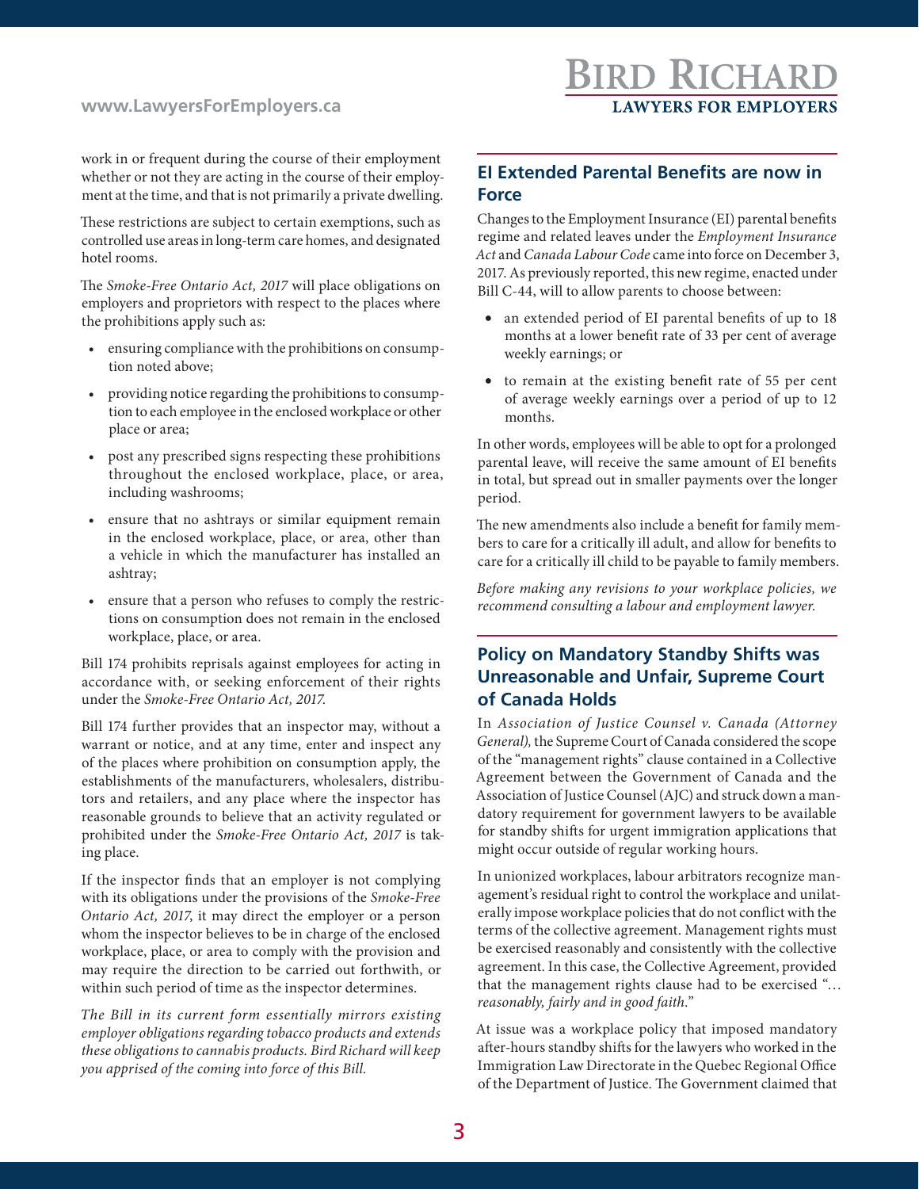work in or frequent during the course of their employment whether or not they are acting in the course of their employment at the time, and that is not primarily a private dwelling.

These restrictions are subject to certain exemptions, such as controlled use areas in long-term care homes, and designated hotel rooms.

The *Smoke-Free Ontario Act, 2017* will place obligations on employers and proprietors with respect to the places where the prohibitions apply such as:

- ensuring compliance with the prohibitions on consumption noted above;
- providing notice regarding the prohibitions to consumption to each employee in the enclosed workplace or other place or area;
- post any prescribed signs respecting these prohibitions throughout the enclosed workplace, place, or area, including washrooms;
- ensure that no ashtrays or similar equipment remain in the enclosed workplace, place, or area, other than a vehicle in which the manufacturer has installed an ashtray;
- ensure that a person who refuses to comply the restrictions on consumption does not remain in the enclosed workplace, place, or area.

Bill 174 prohibits reprisals against employees for acting in accordance with, or seeking enforcement of their rights under the *Smoke-Free Ontario Act, 2017*.

Bill 174 further provides that an inspector may, without a warrant or notice, and at any time, enter and inspect any of the places where prohibition on consumption apply, the establishments of the manufacturers, wholesalers, distributors and retailers, and any place where the inspector has reasonable grounds to believe that an activity regulated or prohibited under the *Smoke-Free Ontario Act, 2017* is taking place.

If the inspector finds that an employer is not complying with its obligations under the provisions of the *Smoke-Free Ontario Act, 2017*, it may direct the employer or a person whom the inspector believes to be in charge of the enclosed workplace, place, or area to comply with the provision and may require the direction to be carried out forthwith, or within such period of time as the inspector determines.

*The Bill in its current form essentially mirrors existing employer obligations regarding tobacco products and extends these obligations to cannabis products. Bird Richard will keep you apprised of the coming into force of this Bill.*

## EI Extended Parental Benefits are now in Force

Changes to the Employment Insurance (EI) parental benefits regime and related leaves under the *Employment Insurance Act* and *Canada Labour Code* came into force on December 3, 2017. As previously reported, this new regime, enacted under Bill C-44, will to allow parents to choose between:

- an extended period of EI parental benefits of up to 18 months at a lower benefit rate of 33 per cent of average weekly earnings; or
- to remain at the existing benefit rate of 55 per cent of average weekly earnings over a period of up to 12 months.

In other words, employees will be able to opt for a prolonged parental leave, will receive the same amount of EI benefits in total, but spread out in smaller payments over the longer period.

The new amendments also include a benefit for family members to care for a critically ill adult, and allow for benefits to care for a critically ill child to be payable to family members.

*Before making any revisions to your workplace policies, we recommend consulting a labour and employment lawyer.*

## Policy on Mandatory Standby Shifts was Unreasonable and Unfair, Supreme Court of Canada Holds

In *Association of Justice Counsel v. Canada (Attorney General),* the Supreme Court of Canada considered the scope of the "management rights" clause contained in a Collective Agreement between the Government of Canada and the Association of Justice Counsel (AJC) and struck down a mandatory requirement for government lawyers to be available for standby shifts for urgent immigration applications that might occur outside of regular working hours.

In unionized workplaces, labour arbitrators recognize management's residual right to control the workplace and unilaterally impose workplace policies that do not conflict with the terms of the collective agreement. Management rights must be exercised reasonably and consistently with the collective agreement. In this case, the Collective Agreement, provided that the management rights clause had to be exercised "*… reasonably, fairly and in good faith*."

At issue was a workplace policy that imposed mandatory after-hours standby shifts for the lawyers who worked in the Immigration Law Directorate in the Quebec Regional Office of the Department of Justice. The Government claimed that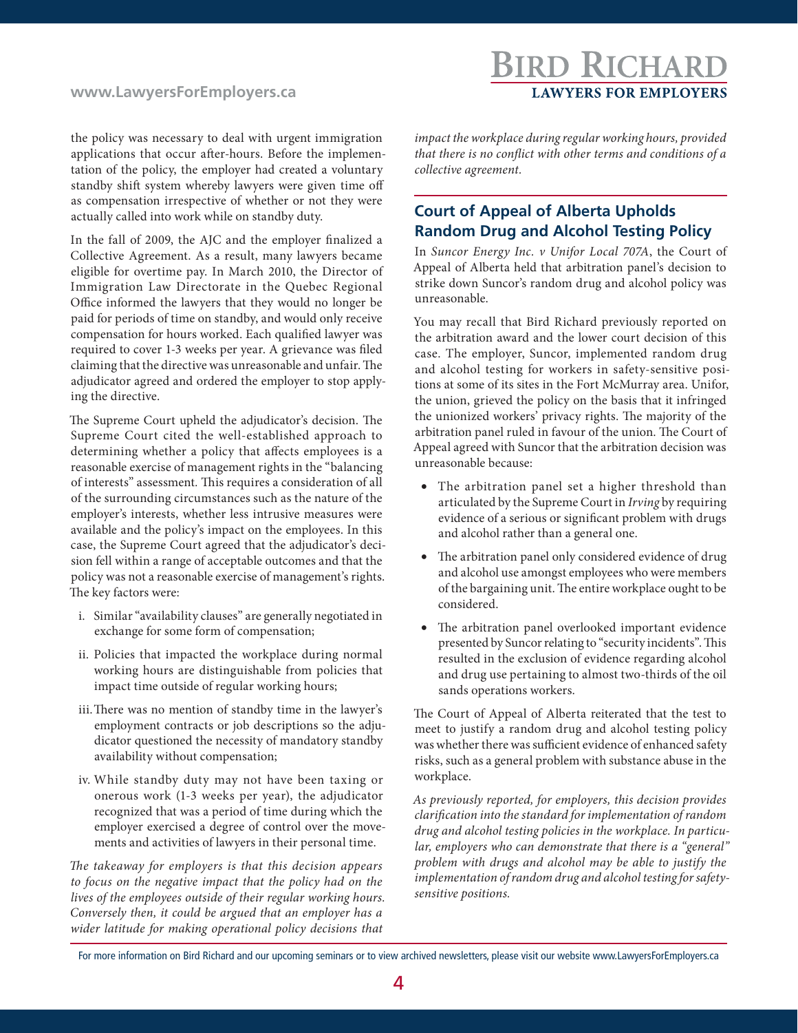the policy was necessary to deal with urgent immigration applications that occur after-hours. Before the implementation of the policy, the employer had created a voluntary standby shift system whereby lawyers were given time off as compensation irrespective of whether or not they were actually called into work while on standby duty.

In the fall of 2009, the AJC and the employer finalized a Collective Agreement. As a result, many lawyers became eligible for overtime pay. In March 2010, the Director of Immigration Law Directorate in the Quebec Regional Office informed the lawyers that they would no longer be paid for periods of time on standby, and would only receive compensation for hours worked. Each qualified lawyer was required to cover 1-3 weeks per year. A grievance was filed claiming that the directive was unreasonable and unfair. The adjudicator agreed and ordered the employer to stop applying the directive.

The Supreme Court upheld the adjudicator's decision. The Supreme Court cited the well-established approach to determining whether a policy that affects employees is a reasonable exercise of management rights in the "balancing of interests" assessment. This requires a consideration of all of the surrounding circumstances such as the nature of the employer's interests, whether less intrusive measures were available and the policy's impact on the employees. In this case, the Supreme Court agreed that the adjudicator's decision fell within a range of acceptable outcomes and that the policy was not a reasonable exercise of management's rights. The key factors were:

i. Similar "availability clauses" are generally negotiated in exchange for some form of compensation;

ii. Policies that impacted the workplace during normal working hours are distinguishable from policies that impact time outside of regular working hours;

iii. There was no mention of standby time in the lawyer's employment contracts or job descriptions so the adjudicator questioned the necessity of mandatory standby availability without compensation;

iv. While standby duty may not have been taxing or onerous work (1-3 weeks per year), the adjudicator recognized that was a period of time during which the employer exercised a degree of control over the movements and activities of lawyers in their personal time.

*The takeaway for employers is that this decision appears to focus on the negative impact that the policy had on the lives of the employees outside of their regular working hours. Conversely then, it could be argued that an employer has a wider latitude for making operational policy decisions that impact the workplace during regular working hours, provided that there is no conflict with other terms and conditions of a collective agreement.*

## Court of Appeal of Alberta Upholds Random Drug and Alcohol Testing Policy

In *Suncor Energy Inc. v Unifor Local 707A*, the Court of Appeal of Alberta held that arbitration panel's decision to strike down Suncor's random drug and alcohol policy was unreasonable.

You may recall that Bird Richard previously reported on the arbitration award and the lower court decision of this case. The employer, Suncor, implemented random drug and alcohol testing for workers in safety-sensitive positions at some of its sites in the Fort McMurray area. Unifor, the union, grieved the policy on the basis that it infringed the unionized workers' privacy rights. The majority of the arbitration panel ruled in favour of the union. The Court of Appeal agreed with Suncor that the arbitration decision was unreasonable because:

- The arbitration panel set a higher threshold than articulated by the Supreme Court in *Irving* by requiring evidence of a serious or significant problem with drugs and alcohol rather than a general one.
- The arbitration panel only considered evidence of drug and alcohol use amongst employees who were members of the bargaining unit. The entire workplace ought to be considered.
- The arbitration panel overlooked important evidence presented by Suncor relating to "security incidents". This resulted in the exclusion of evidence regarding alcohol and drug use pertaining to almost two-thirds of the oil sands operations workers.

The Court of Appeal of Alberta reiterated that the test to meet to justify a random drug and alcohol testing policy was whether there was sufficient evidence of enhanced safety risks, such as a general problem with substance abuse in the workplace.

*As previously reported, for employers, this decision provides clarification into the standard for implementation of random drug and alcohol testing policies in the workplace. In particular, employers who can demonstrate that there is a "general" problem with drugs and alcohol may be able to justify the implementation of random drug and alcohol testing for safety-sensitive positions.*